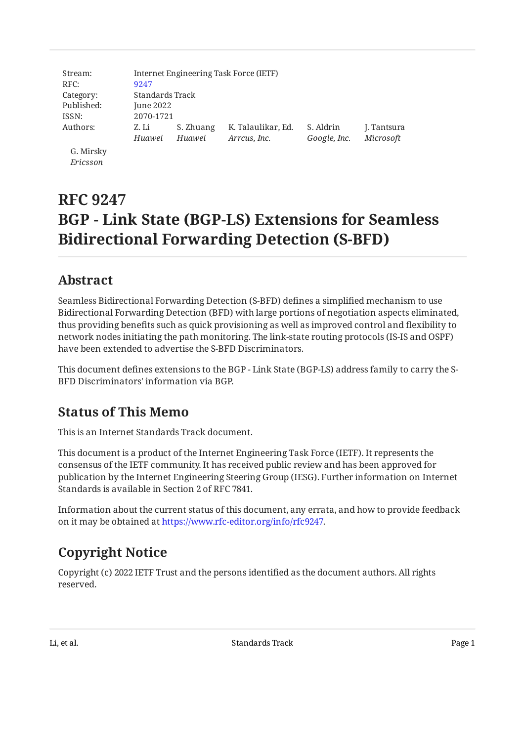Stream: Internet Engineering Task Force (IETF)
RFC: 9247
Category: Standards Track
Published: June 2022
ISSN: 2070-1721
Authors: Z. Li (*Huawei*), S. Zhuang (*Huawei*), K. Talaulikar, Ed. (*Arrcus, Inc.*), S. Aldrin (*Google, Inc.*), J. Tantsura (*Microsoft*), G. Mirsky (*Ericsson*)

# RFC 9247
# BGP - Link State (BGP-LS) Extensions for Seamless Bidirectional Forwarding Detection (S-BFD)

## Abstract

Seamless Bidirectional Forwarding Detection (S-BFD) defines a simplified mechanism to use Bidirectional Forwarding Detection (BFD) with large portions of negotiation aspects eliminated, thus providing benefits such as quick provisioning as well as improved control and flexibility to network nodes initiating the path monitoring. The link-state routing protocols (IS-IS and OSPF) have been extended to advertise the S-BFD Discriminators.

This document defines extensions to the BGP - Link State (BGP-LS) address family to carry the S-BFD Discriminators' information via BGP.

## Status of This Memo

This is an Internet Standards Track document.

This document is a product of the Internet Engineering Task Force (IETF). It represents the consensus of the IETF community. It has received public review and has been approved for publication by the Internet Engineering Steering Group (IESG). Further information on Internet Standards is available in Section 2 of RFC 7841.

Information about the current status of this document, any errata, and how to provide feedback on it may be obtained at https://www.rfc-editor.org/info/rfc9247.

## Copyright Notice

Copyright (c) 2022 IETF Trust and the persons identified as the document authors. All rights reserved.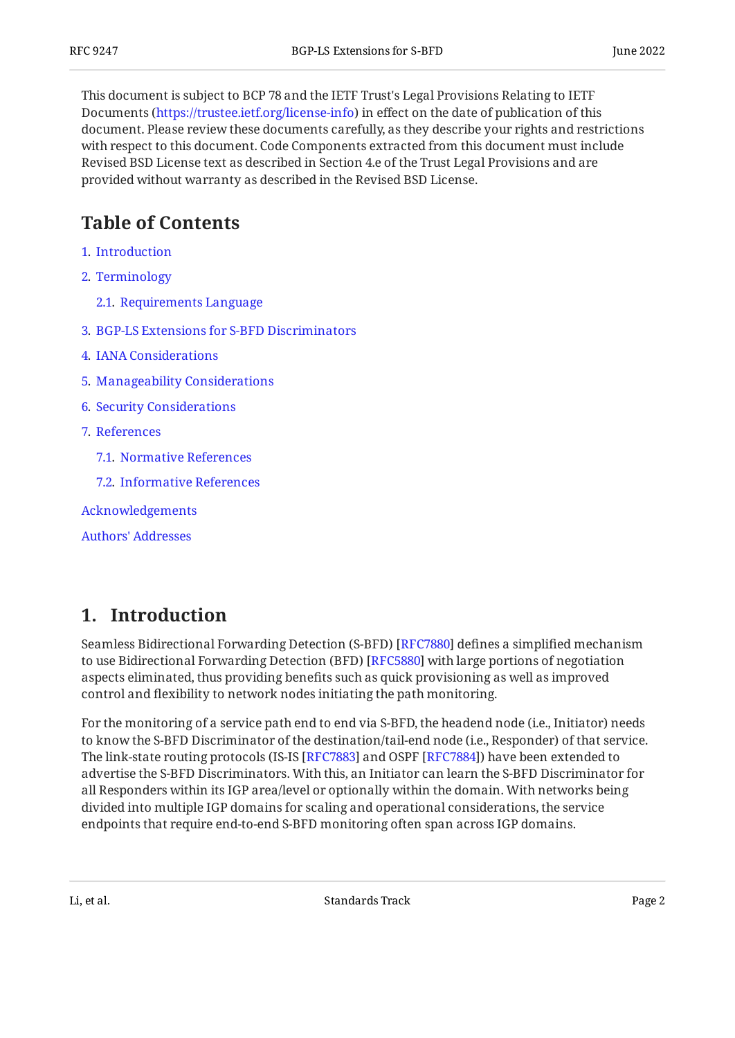This document is subject to BCP 78 and the IETF Trust's Legal Provisions Relating to IETF Documents (https://trustee.ietf.org/license-info) in effect on the date of publication of this document. Please review these documents carefully, as they describe your rights and restrictions with respect to this document. Code Components extracted from this document must include Revised BSD License text as described in Section 4.e of the Trust Legal Provisions and are provided without warranty as described in the Revised BSD License.

## Table of Contents

1. Introduction
2. Terminology
   - 2.1. Requirements Language
3. BGP-LS Extensions for S-BFD Discriminators
4. IANA Considerations
5. Manageability Considerations
6. Security Considerations
7. References
   - 7.1. Normative References
   - 7.2. Informative References

Acknowledgements

Authors' Addresses

## 1. Introduction

Seamless Bidirectional Forwarding Detection (S-BFD) [RFC7880] defines a simplified mechanism to use Bidirectional Forwarding Detection (BFD) [RFC5880] with large portions of negotiation aspects eliminated, thus providing benefits such as quick provisioning as well as improved control and flexibility to network nodes initiating the path monitoring.

For the monitoring of a service path end to end via S-BFD, the headend node (i.e., Initiator) needs to know the S-BFD Discriminator of the destination/tail-end node (i.e., Responder) of that service. The link-state routing protocols (IS-IS [RFC7883] and OSPF [RFC7884]) have been extended to advertise the S-BFD Discriminators. With this, an Initiator can learn the S-BFD Discriminator for all Responders within its IGP area/level or optionally within the domain. With networks being divided into multiple IGP domains for scaling and operational considerations, the service endpoints that require end-to-end S-BFD monitoring often span across IGP domains.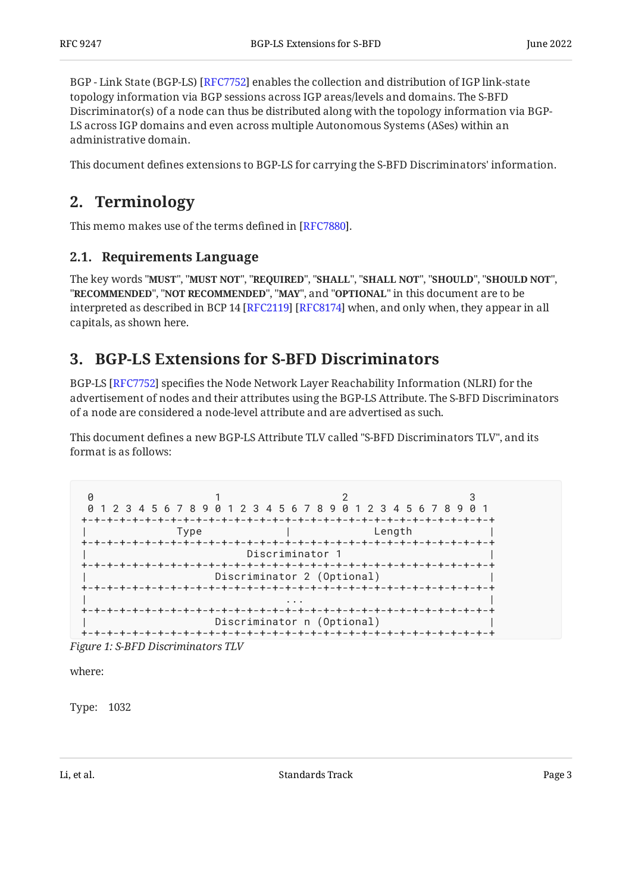BGP - Link State (BGP-LS) [RFC7752] enables the collection and distribution of IGP link-state topology information via BGP sessions across IGP areas/levels and domains. The S-BFD Discriminator(s) of a node can thus be distributed along with the topology information via BGP-LS across IGP domains and even across multiple Autonomous Systems (ASes) within an administrative domain.

This document defines extensions to BGP-LS for carrying the S-BFD Discriminators' information.

## 2. Terminology

This memo makes use of the terms defined in [RFC7880].

### 2.1. Requirements Language

The key words "**MUST**", "**MUST NOT**", "**REQUIRED**", "**SHALL**", "**SHALL NOT**", "**SHOULD**", "**SHOULD NOT**", "**RECOMMENDED**", "**NOT RECOMMENDED**", "**MAY**", and "**OPTIONAL**" in this document are to be interpreted as described in BCP 14 [RFC2119] [RFC8174] when, and only when, they appear in all capitals, as shown here.

## 3. BGP-LS Extensions for S-BFD Discriminators

BGP-LS [RFC7752] specifies the Node Network Layer Reachability Information (NLRI) for the advertisement of nodes and their attributes using the BGP-LS Attribute. The S-BFD Discriminators of a node are considered a node-level attribute and are advertised as such.

This document defines a new BGP-LS Attribute TLV called "S-BFD Discriminators TLV", and its format is as follows:

```
 0                   1                   2                   3
 0 1 2 3 4 5 6 7 8 9 0 1 2 3 4 5 6 7 8 9 0 1 2 3 4 5 6 7 8 9 0 1
+-+-+-+-+-+-+-+-+-+-+-+-+-+-+-+-+-+-+-+-+-+-+-+-+-+-+-+-+-+-+-+-+
|              Type             |             Length            |
+-+-+-+-+-+-+-+-+-+-+-+-+-+-+-+-+-+-+-+-+-+-+-+-+-+-+-+-+-+-+-+-+
|                        Discriminator 1                        |
+-+-+-+-+-+-+-+-+-+-+-+-+-+-+-+-+-+-+-+-+-+-+-+-+-+-+-+-+-+-+-+-+
|                   Discriminator 2 (Optional)                  |
+-+-+-+-+-+-+-+-+-+-+-+-+-+-+-+-+-+-+-+-+-+-+-+-+-+-+-+-+-+-+-+-+
|                               ...                             |
+-+-+-+-+-+-+-+-+-+-+-+-+-+-+-+-+-+-+-+-+-+-+-+-+-+-+-+-+-+-+-+-+
|                   Discriminator n (Optional)                  |
+-+-+-+-+-+-+-+-+-+-+-+-+-+-+-+-+-+-+-+-+-+-+-+-+-+-+-+-+-+-+-+-+
```

*Figure 1: S-BFD Discriminators TLV*

where:

Type: 1032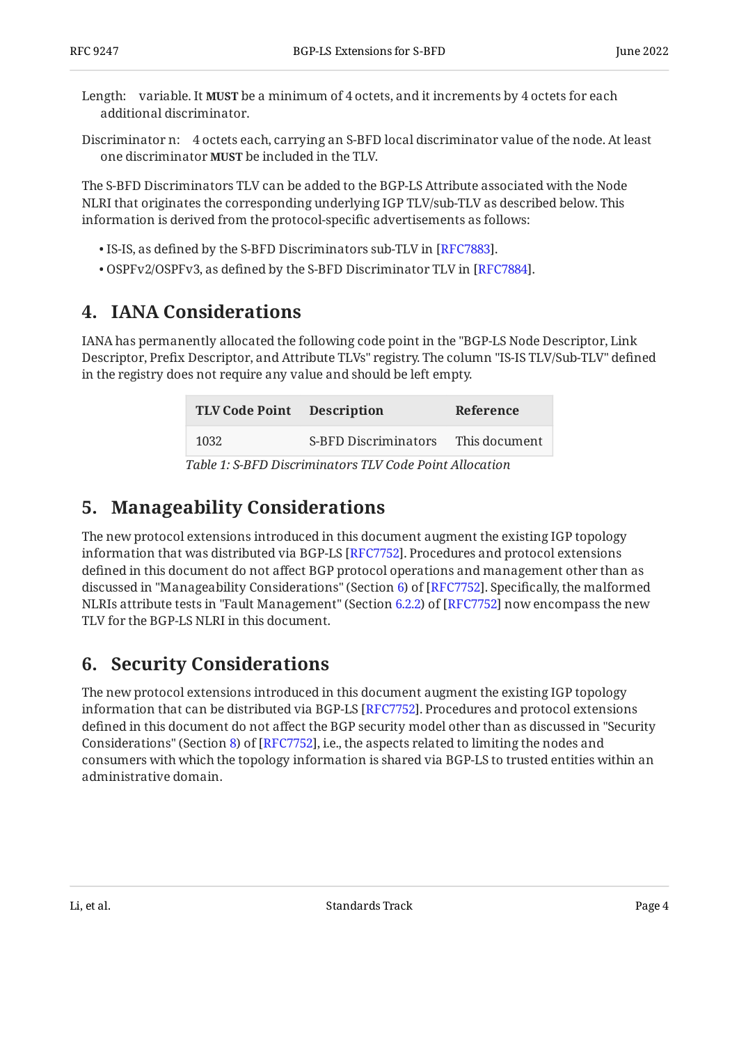Length: variable. It **MUST** be a minimum of 4 octets, and it increments by 4 octets for each additional discriminator.

Discriminator n: 4 octets each, carrying an S-BFD local discriminator value of the node. At least one discriminator **MUST** be included in the TLV.

The S-BFD Discriminators TLV can be added to the BGP-LS Attribute associated with the Node NLRI that originates the corresponding underlying IGP TLV/sub-TLV as described below. This information is derived from the protocol-specific advertisements as follows:

- IS-IS, as defined by the S-BFD Discriminators sub-TLV in [RFC7883].
- OSPFv2/OSPFv3, as defined by the S-BFD Discriminator TLV in [RFC7884].

## 4. IANA Considerations

IANA has permanently allocated the following code point in the "BGP-LS Node Descriptor, Link Descriptor, Prefix Descriptor, and Attribute TLVs" registry. The column "IS-IS TLV/Sub-TLV" defined in the registry does not require any value and should be left empty.

| TLV Code Point | Description | Reference |
|---|---|---|
| 1032 | S-BFD Discriminators | This document |

*Table 1: S-BFD Discriminators TLV Code Point Allocation*

## 5. Manageability Considerations

The new protocol extensions introduced in this document augment the existing IGP topology information that was distributed via BGP-LS [RFC7752]. Procedures and protocol extensions defined in this document do not affect BGP protocol operations and management other than as discussed in "Manageability Considerations" (Section 6) of [RFC7752]. Specifically, the malformed NLRIs attribute tests in "Fault Management" (Section 6.2.2) of [RFC7752] now encompass the new TLV for the BGP-LS NLRI in this document.

## 6. Security Considerations

The new protocol extensions introduced in this document augment the existing IGP topology information that can be distributed via BGP-LS [RFC7752]. Procedures and protocol extensions defined in this document do not affect the BGP security model other than as discussed in "Security Considerations" (Section 8) of [RFC7752], i.e., the aspects related to limiting the nodes and consumers with which the topology information is shared via BGP-LS to trusted entities within an administrative domain.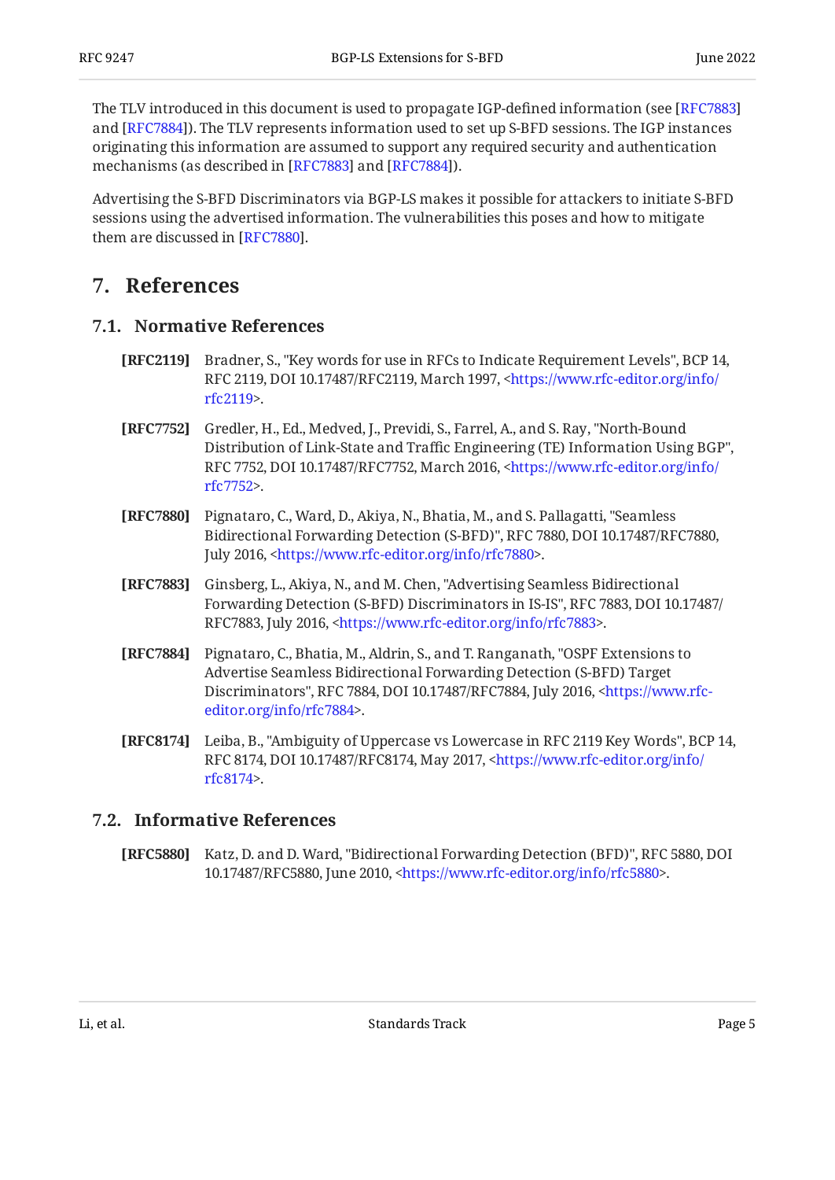The TLV introduced in this document is used to propagate IGP-defined information (see [RFC7883] and [RFC7884]). The TLV represents information used to set up S-BFD sessions. The IGP instances originating this information are assumed to support any required security and authentication mechanisms (as described in [RFC7883] and [RFC7884]).

Advertising the S-BFD Discriminators via BGP-LS makes it possible for attackers to initiate S-BFD sessions using the advertised information. The vulnerabilities this poses and how to mitigate them are discussed in [RFC7880].

## 7. References

### 7.1. Normative References

**[RFC2119]** Bradner, S., "Key words for use in RFCs to Indicate Requirement Levels", BCP 14, RFC 2119, DOI 10.17487/RFC2119, March 1997, <https://www.rfc-editor.org/info/rfc2119>.

**[RFC7752]** Gredler, H., Ed., Medved, J., Previdi, S., Farrel, A., and S. Ray, "North-Bound Distribution of Link-State and Traffic Engineering (TE) Information Using BGP", RFC 7752, DOI 10.17487/RFC7752, March 2016, <https://www.rfc-editor.org/info/rfc7752>.

**[RFC7880]** Pignataro, C., Ward, D., Akiya, N., Bhatia, M., and S. Pallagatti, "Seamless Bidirectional Forwarding Detection (S-BFD)", RFC 7880, DOI 10.17487/RFC7880, July 2016, <https://www.rfc-editor.org/info/rfc7880>.

**[RFC7883]** Ginsberg, L., Akiya, N., and M. Chen, "Advertising Seamless Bidirectional Forwarding Detection (S-BFD) Discriminators in IS-IS", RFC 7883, DOI 10.17487/RFC7883, July 2016, <https://www.rfc-editor.org/info/rfc7883>.

**[RFC7884]** Pignataro, C., Bhatia, M., Aldrin, S., and T. Ranganath, "OSPF Extensions to Advertise Seamless Bidirectional Forwarding Detection (S-BFD) Target Discriminators", RFC 7884, DOI 10.17487/RFC7884, July 2016, <https://www.rfc-editor.org/info/rfc7884>.

**[RFC8174]** Leiba, B., "Ambiguity of Uppercase vs Lowercase in RFC 2119 Key Words", BCP 14, RFC 8174, DOI 10.17487/RFC8174, May 2017, <https://www.rfc-editor.org/info/rfc8174>.

### 7.2. Informative References

**[RFC5880]** Katz, D. and D. Ward, "Bidirectional Forwarding Detection (BFD)", RFC 5880, DOI 10.17487/RFC5880, June 2010, <https://www.rfc-editor.org/info/rfc5880>.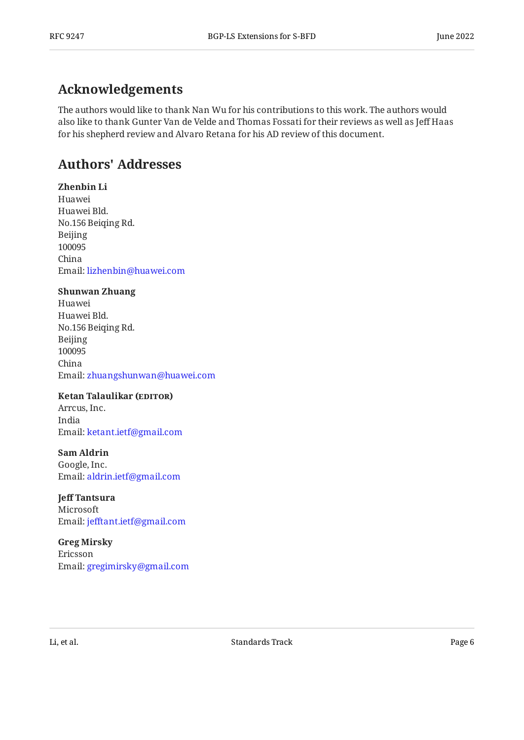## Acknowledgements

The authors would like to thank Nan Wu for his contributions to this work. The authors would also like to thank Gunter Van de Velde and Thomas Fossati for their reviews as well as Jeff Haas for his shepherd review and Alvaro Retana for his AD review of this document.

## Authors' Addresses

**Zhenbin Li**  
Huawei  
Huawei Bld.  
No.156 Beiqing Rd.  
Beijing  
100095  
China  
Email: lizhenbin@huawei.com

**Shunwan Zhuang**  
Huawei  
Huawei Bld.  
No.156 Beiqing Rd.  
Beijing  
100095  
China  
Email: zhuangshunwan@huawei.com

**Ketan Talaulikar (EDITOR)**  
Arrcus, Inc.  
India  
Email: ketant.ietf@gmail.com

**Sam Aldrin**  
Google, Inc.  
Email: aldrin.ietf@gmail.com

**Jeff Tantsura**  
Microsoft  
Email: jefftant.ietf@gmail.com

**Greg Mirsky**  
Ericsson  
Email: gregimirsky@gmail.com